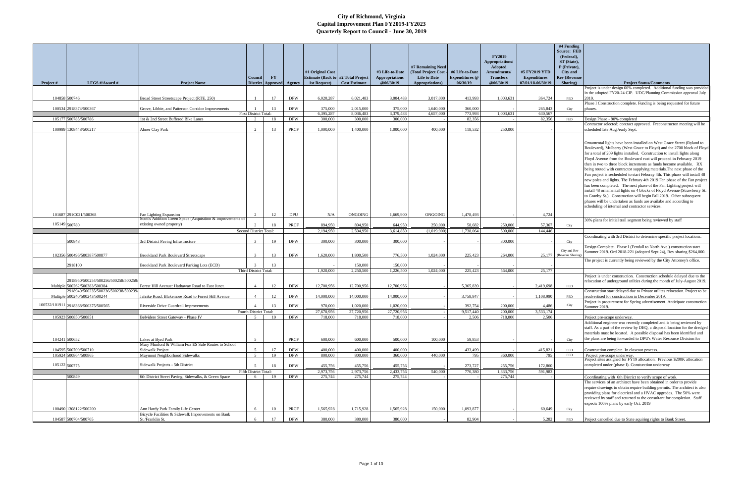# City of Richmond, Virginia
## Capital Improvement Plan FY2019-FY2023
## Quarterly Report to Council - June 30, 2019

| Project # | LFGS #/Award # | Project Name | Council District | FY Approved | Agency | #1 Original Cost Estimate (Back to 1st Request) | #2 Total Project Cost Estimate | #3 Life-to-Date Appropriations @06/30/19 | #7 Remaining Need (Total Project Cost - Life to Date Appropriations) | #6 Life-to-Date Expenditures @ 06/30/19 | FY2019 Appropriations/ Adopted Amendments/ Transfers @06/30/19 | #5 FY2019 YTD Expenditures 07/01/18-06/30/19 | #4 Funding Source: FED (Federal), ST (State), P (Private), City and Rev (Revenue Sharing) | Project Status/Comments |
|---|---|---|---|---|---|---|---|---|---|---|---|---|---|---|
| 104858 | 500746 | Broad Street Streetscape Project (RTE. 250) | 1 | 17 | DPW | 6,020,287 | 6,021,483 | 3,004,483 | 3,017,000 | 413,993 | 1,003,631 | 364,724 | FED | Project is under design 60% completed. Additional funding was provided in the adopted FY20-24 CIP. UDC/Planning Commission approval July 2019. |
| 100534 | 2918374/500367 | Grove, Libbie, and Patterson Corridor Improvements | 1 | 13 | DPW | 375,000 | 2,015,000 | 375,000 | 1,640,000 | 360,000 | - | 265,843 | City | Phase I Construction complete. Funding is being requested for future phases. |
| | | First District Total: | | | | 6,395,287 | 8,036,483 | 3,379,483 | 4,657,000 | 773,993 | 1,003,631 | 630,567 | | |
| 105177 | 500785/500786 | 1st & 2nd Street Buffered Bike Lanes | 2 | 18 | DPW | 300,000 | 300,000 | 300,000 | - | 82,356 | - | 82,356 | FED | Design Phase - 90% completed |
| 100999 | 1308448/500217 | Abner Clay Park | 2 | 13 | PRCF | 1,000,000 | 1,400,000 | 1,000,000 | 400,000 | 118,532 | 250,000 | - | | Contractor selected; contract approved. Preconstructon meeting will be scheduled late Aug./early Sept. |
| 101687 | 291C021/500368 | Fan Lighting Expansion | 2 | 12 | DPU | N/A | ONGOING | 1,669,900 | ONGOING | 1,478,493 | - | 4,724 | | Ornamental lights have been installed on West Grace Street (Ryland to Boulevard), Mulberry (West Grace to Floyd) and the 2700 block of Floyd for a total of 209 lights installed. Construction to install lights along Floyd Avenue from the Boulevard east will proceed in February 2019 then in two to three block increments as funds become available. RX being routed with contractor supplying materials.The next phase of the Fan project is secheduled to start Feburay 4th. This phase will install 48 new poles and lights. The Februay 4th 2019 Fan phase of the Fan project has been completed. The next phase of the Fan Lighting project will install 48 ornamental lights on 4 blocks of Floyd Avenue (Strawberry St. to Granby St.). Construction will begin Fall 2019. Other subsequent phases will be undertaken as funds are availabe and according to scheduling of internal and contractor services. |
| 105149 | 500780 | Scott's Addition Green Space (Acquisition & improvements of existing owned property) | 2 | 18 | PRCF | 894,950 | 894,950 | 644,950 | 250,000 | 58,682 | 250,000 | 57,367 | City | 30% plans for initial trail segment being reviewed by staff |
| | | Second District Total: | | | | 2,194,950 | 2,594,950 | 3,614,850 | (1,019,900) | 1,738,064 | 500,000 | 144,446 | | |
| | 500848 | 3rd District Paving Infrastructure | 3 | 19 | DPW | 300,000 | 300,000 | 300,000 | - | - | 300,000 | - | City | Coordinating with 3rd District to determine specific project locations. |
| 102356 | 500496/500387/500877 | Brookland Park Boulevard Streetscape | 3 | 13 | DPW | 1,620,000 | 1,800,500 | 776,500 | 1,024,000 | 225,423 | 264,000 | 25,177 | City and Rev (Revenue Sharing) | Design Complete. Phase I (Fendall to North Ave.) construction start Summer 2019. Ord 2018-221 (adopted Sept 24), Rev sharing $264,000. |
| | 2918100 | Brookland Park Boulevard Parking Lots (ECD) | 3 | 13 | | - | 150,000 | 150,000 | - | - | - | - | | The project is currently being reviewed by the City Attorney's office. |
| | | Third District Total: | | | | 1,920,000 | 2,250,500 | 1,226,500 | 1,024,000 | 225,423 | 564,000 | 25,177 | | |
| Multiple | 2918950/500254/500256/500258/500259/500262/500383/500384 | Forest Hill Avenue: Hathaway Road to East Junct. | 4 | 12 | DPW | 12,700,956 | 12,700,956 | 12,700,956 | - | 5,365,839 | - | 2,419,698 | FED | Project is under construction. Construction schedule delayed due to the relocation of underground utilties during the month of July-August 2019. |
| Multiple | 2918949/500235/500236/500238/500239/500240/500243/500244 | Jahnke Road: Blakemore Road to Forest Hill Avenue | 4 | 12 | DPW | 14,000,000 | 14,000,000 | 14,000,000 | - | 3,758,847 | - | 1,108,990 | FED | Construction start delayed due to Private utilites relocation. Project to be readvertised for construction in December 2019. |
| 100532/101911 | 2918368/500375/500565 | Riverside Drive Guardrail Improvements | 4 | 13 | DPW | 970,000 | 1,020,000 | 1,020,000 | - | 392,754 | 200,000 | 4,486 | City | Project in procurement for Spring advertisement. Anticipate construction Summer 2019. |
| | | Fourth District Total: | | | | 27,670,956 | 27,720,956 | 27,720,956 | - | 9,517,440 | 200,000 | 3,533,174 | | |
| 105923 | 500850/500851 | Belvidere Street Gateway - Phase IV | 5 | 19 | DPW | 718,000 | 718,000 | 718,000 | - | 2,506 | 718,000 | 2,506 | | Project pre-scope underway. |
| 104241 | 500652 | Lakes at Byrd Park | 5 | | PRCF | 600,000 | 600,000 | 500,000 | 100,000 | 59,853 | - | - | City | Additional engineer was recently completed and is being reviewed by staff. As a part of the review by DEQ, a disposal location for the dredged materials must be located. A possible disposal has been identified and the plans are being forwarded to DPU's Water Resource Division for |
| 104595 | 500709/500710 | Mary Munford & William Fox ES Safe Routes to School Sidewalk Project | 5 | 17 | DPW | 400,000 | 400,000 | 400,000 | - | 433,499 | - | 415,821 | FED | Cosntruction complete. In closeout process. |
| 105924 | 500864/500865 | Maymont Neighborhood Sidewalks | 5 | 19 | DPW | 800,000 | 800,000 | 360,000 | 440,000 | 795 | 360,000 | 795 | FED | Project pre-scope underway. |
| 105122 | 500775 | Sidewalk Projects - 5th District | 5 | 18 | DPW | 455,756 | 455,756 | 455,756 | - | 273,727 | 255,756 | 172,860 | | Project sites assigned for FY19 allocation. Previous $200K allocation completed under (phase I). Consturction underway |
| | | Fifth District Total: | | | | 2,973,756 | 2,973,756 | 2,433,756 | 540,000 | 770,380 | 1,333,756 | 591,983 | | |
| | 500849 | 6th District Street Paving, Sidewalks, & Green Space | 6 | 19 | DPW | 275,744 | 275,744 | 275,744 | - | - | 275,744 | - | | Coordinating with 6th District to verify scope of work. |
| 100490 | 1308122/500200 | Ann Hardy Park Family Life Center | 6 | 10 | PRCF | 1,565,928 | 1,715,928 | 1,565,928 | 150,000 | 1,093,877 | - | 60,649 | City | The services of an architect have been obtained in order to provide require drawings to obtain require building permits. The architect is also providing plans for electrical and a HVAC upgrades. The 50% were reviewed by staff and returned to the consultant for completion. Staff expects 100% plans by early Oct. 2019 |
| 104587 | 500704/500705 | Bicycle Facilities & Sidewalk Improvements on Bank St./Franklin St. | 6 | 17 | DPW | 380,000 | 380,000 | 380,000 | - | 82,904 | - | 5,282 | FED | Project cancelled due to State aquiring rights to Bank Street. |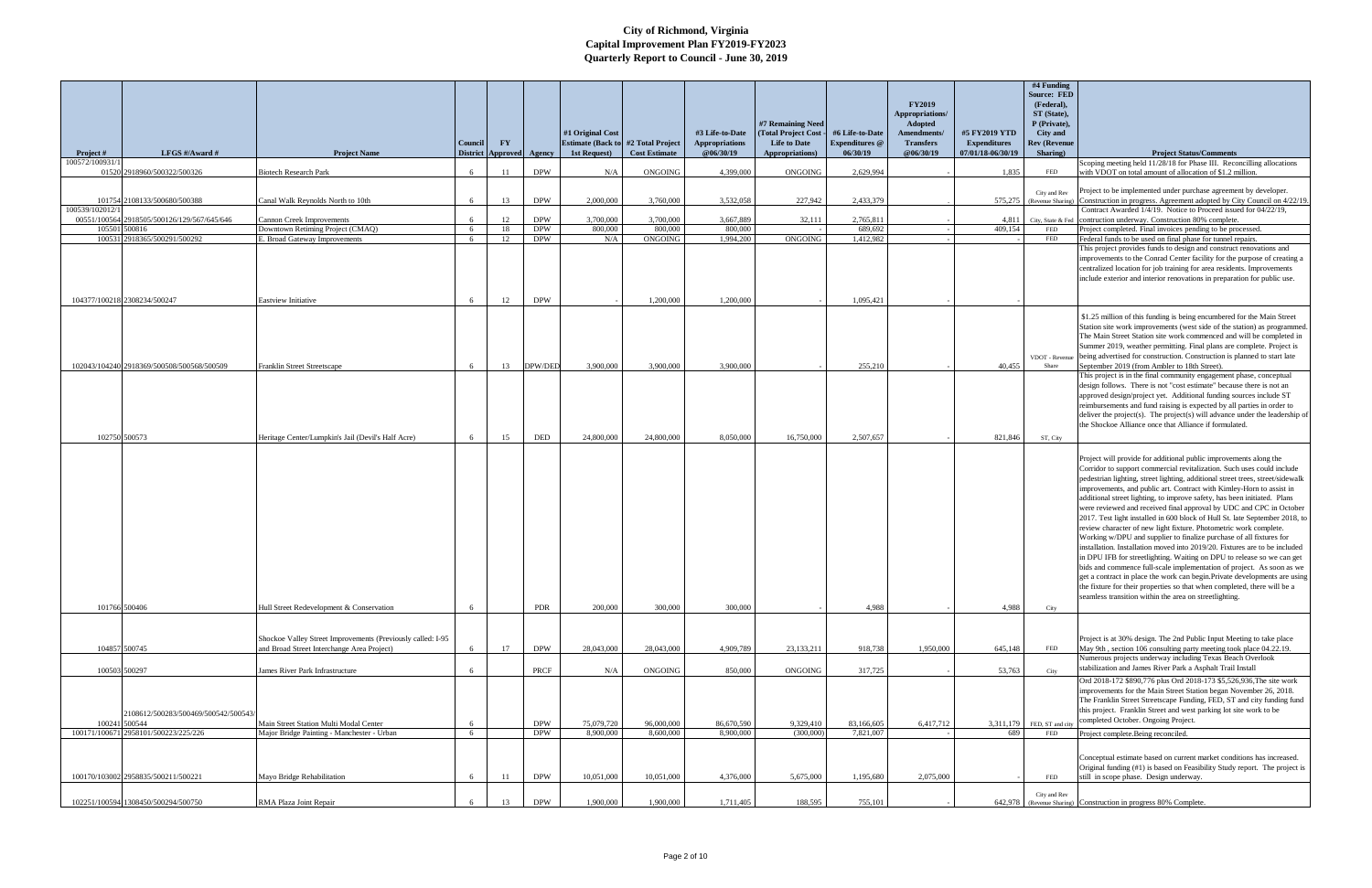# City of Richmond, Virginia
## Capital Improvement Plan FY2019-FY2023
## Quarterly Report to Council - June 30, 2019

| Project # | LFGS #/Award # | Project Name | Council District | FY Approved | Agency | #1 Original Cost Estimate (Back to 1st Request) | #2 Total Project Cost Estimate | #3 Life-to-Date Appropriations @06/30/19 | #7 Remaining Need (Total Project Cost - Life to Date Appropriations) | #6 Life-to-Date Expenditures @ 06/30/19 | FY2019 Appropriations/ Adopted Amendments/ Transfers @06/30/19 | #5 FY2019 YTD Expenditures 07/01/18-06/30/19 | #4 Funding Source: FED (Federal), ST (State), P (Private), City and Rev (Revenue Sharing) | Project Status/Comments |
|---|---|---|---|---|---|---|---|---|---|---|---|---|---|---|
| 100572/100931/101520 | 2918960/500322/500326 | Biotech Research Park | 6 | 11 | DPW | N/A | ONGOING | 4,399,000 | ONGOING | 2,629,994 | | 1,835 | FED | Scoping meeting held 11/28/18 for Phase III. Reconcilling allocations with VDOT on total amount of allocation of $1.2 million. |
| 101754 | 2108133/500680/500388 | Canal Walk Reynolds North to 10th | 6 | 13 | DPW | 2,000,000 | 3,760,000 | 3,532,058 | 227,942 | 2,433,379 | - | 575,275 | City and Rev (Revenue Sharing) | Project to be implemented under purchase agreement by developer. Construction in progress. Agreement adopted by City Council on 4/22/19. |
| 100539/102012/100551/100564 | 2918505/500126/129/567/645/646 | Cannon Creek Improvements | 6 | 12 | DPW | 3,700,000 | 3,700,000 | 3,667,889 | 32,111 | 2,765,811 | - | 4,811 | City, State & Fed | Contract Awarded 1/4/19. Notice to Proceed issued for 04/22/19, contruction underway. Construction 80% complete. |
| 105501 | 500816 | Downtown Retiming Project (CMAQ) | 6 | 18 | DPW | 800,000 | 800,000 | 800,000 | - | 689,692 | - | 409,154 | FED | Project completed. Final invoices pending to be processed. |
| 100531 | 2918365/500291/500292 | E. Broad Gateway Improvements | 6 | 12 | DPW | N/A | ONGOING | 1,994,200 | ONGOING | 1,412,982 | - | - | FED | Federal funds to be used on final phase for tunnel repairs. |
| 104377/100218 | 2308234/500247 | Eastview Initiative | 6 | 12 | DPW | - | 1,200,000 | 1,200,000 | - | 1,095,421 | - | - | | This project provides funds to design and construct renovations and improvements to the Conrad Center facility for the purpose of creating a centralized location for job training for area residents. Improvements include exterior and interior renovations in preparation for public use. |
| 102043/104240 | 2918369/500508/500568/500509 | Franklin Street Streetscape | 6 | 13 | DPW/DED | 3,900,000 | 3,900,000 | 3,900,000 | - | 255,210 | - | 40,455 | VDOT - Revenue Share | $1.25 million of this funding is being encumbered for the Main Street Station site work improvements (west side of the station) as programmed. The Main Street Station site work commenced and will be completed in Summer 2019, weather permitting. Final plans are complete. Project is being advertised for construction. Construction is planned to start late September 2019 (from Ambler to 18th Street). |
| 102750 | 500573 | Heritage Center/Lumpkin's Jail (Devil's Half Acre) | 6 | 15 | DED | 24,800,000 | 24,800,000 | 8,050,000 | 16,750,000 | 2,507,657 | - | 821,846 | ST, City | This project is in the final community engagement phase, conceptual design follows. There is not "cost estimate" because there is not an approved design/project yet. Additional funding sources include ST reimbursements and fund raising is expected by all parties in order to deliver the project(s). The project(s) will advance under the leadership of the Shockoe Alliance once that Alliance if formulated. |
| 101766 | 500406 | Hull Street Redevelopment & Conservation | 6 | | PDR | 200,000 | 300,000 | 300,000 | - | 4,988 | - | 4,988 | City | Project will provide for additional public improvements along the Corridor to support commercial revitalization. Such uses could include pedestrian lighting, street lighting, additional street trees, street/sidewalk improvements, and public art. Contract with Kimley-Horn to assist in additional street lighting, to improve safety, has been initiated. Plans were reviewed and received final approval by UDC and CPC in October 2017. Test light installed in 600 block of Hull St. late September 2018, to review character of new light fixture. Photometric work complete. Working w/DPU and supplier to finalize purchase of all fixtures for installation. Installation moved into 2019/20. Fixtures are to be included in DPU IFB for streetlighting. Waiting on DPU to release so we can get bids and commence full-scale implementation of project. As soon as we get a contract in place the work can begin.Private developments are using the fixture for their properties so that when completed, there will be a seamless transition within the area on streetlighting. |
| 104857 | 500745 | Shockoe Valley Street Improvements (Previously called: I-95 and Broad Street Interchange Area Project) | 6 | 17 | DPW | 28,043,000 | 28,043,000 | 4,909,789 | 23,133,211 | 918,738 | 1,950,000 | 645,148 | FED | Project is at 30% design. The 2nd Public Input Meeting to take place May 9th , section 106 consulting party meeting took place 04.22.19. |
| 100503 | 500297 | James River Park Infrastructure | 6 | | PRCF | N/A | ONGOING | 850,000 | ONGOING | 317,725 | - | 53,763 | City | Numerous projects underway including Texas Beach Overlook stabilization and James River Park a Asphalt Trail Install |
| 100241 | 2108612/500283/500469/500542/500543/500544 | Main Street Station Multi Modal Center | 6 | | DPW | 75,079,720 | 96,000,000 | 86,670,590 | 9,329,410 | 83,166,605 | 6,417,712 | 3,311,179 | FED, ST and city | Ord 2018-172 $890,776 plus Ord 2018-173 $5,526,936,The site work improvements for the Main Street Station began November 26, 2018. The Franklin Street Streetscape Funding, FED, ST and city funding fund this project. Franklin Street and west parking lot site work to be completed October. Ongoing Project. |
| 100171/100671 | 2958101/500223/225/226 | Major Bridge Painting - Manchester - Urban | 6 | | DPW | 8,900,000 | 8,600,000 | 8,900,000 | (300,000) | 7,821,007 | - | 689 | FED | Project complete.Being reconciled. |
| 100170/103002 | 2958835/500211/500221 | Mayo Bridge Rehabilitation | 6 | 11 | DPW | 10,051,000 | 10,051,000 | 4,376,000 | 5,675,000 | 1,195,680 | 2,075,000 | - | FED | Conceptual estimate based on current market conditions has increased. Original funding (#1) is based on Feasibility Study report. The project is still in scope phase. Design underway. |
| 102251/100594 | 1308450/500294/500750 | RMA Plaza Joint Repair | 6 | 13 | DPW | 1,900,000 | 1,900,000 | 1,711,405 | 188,595 | 755,101 | - | 642,978 | City and Rev (Revenue Sharing) | Construction in progress 80% Complete. |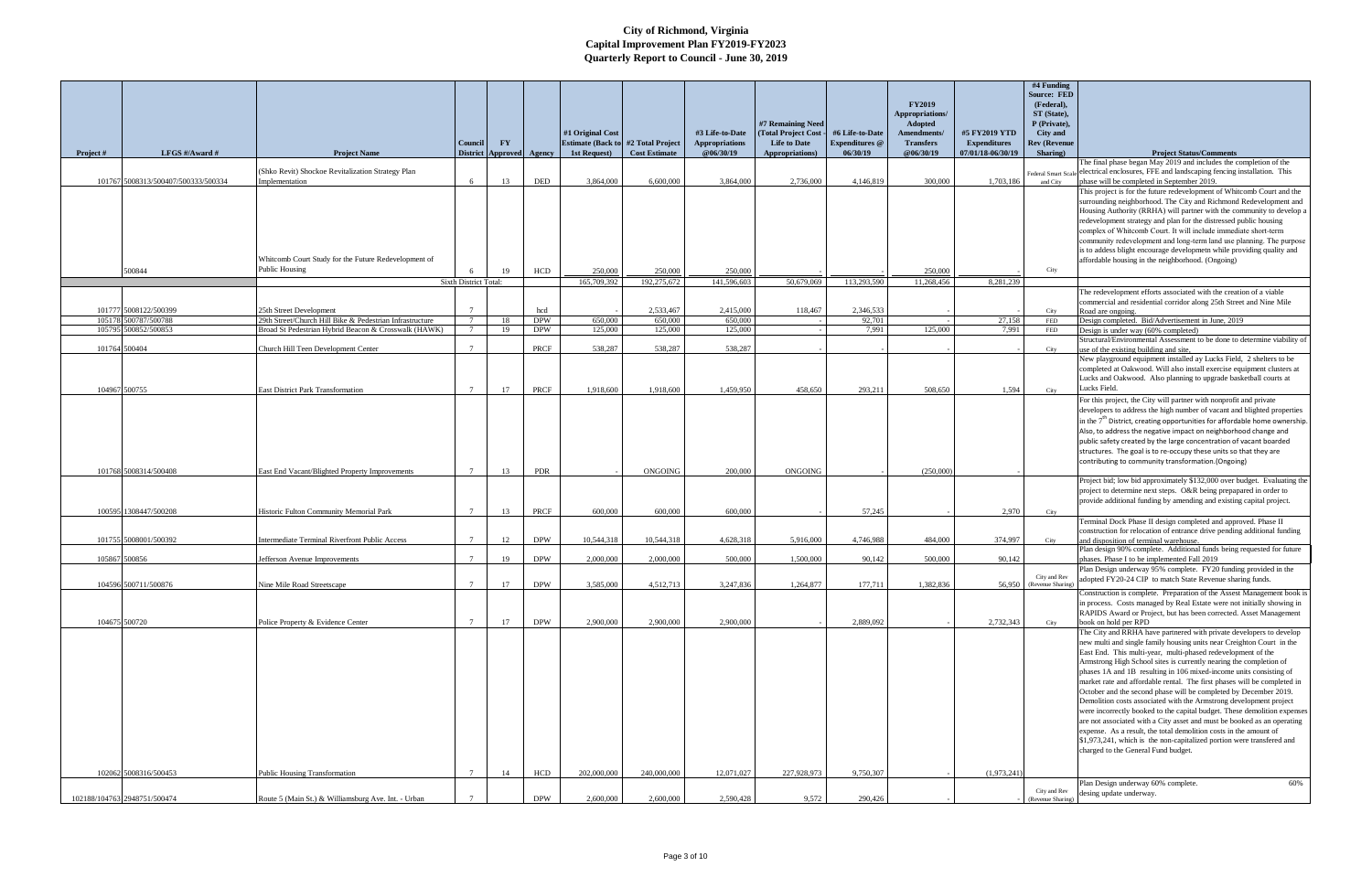# City of Richmond, Virginia
## Capital Improvement Plan FY2019-FY2023
### Quarterly Report to Council - June 30, 2019

| Project # | LFGS #/Award # | Project Name | Council District | FY Approved | Agency | #1 Original Cost Estimate (Back to 1st Request) | #2 Total Project Cost Estimate | #3 Life-to-Date Appropriations @06/30/19 | #7 Remaining Need (Total Project Cost - Life to Date Appropriations) | #6 Life-to-Date Expenditures @ 06/30/19 | FY2019 Appropriations/ Adopted Amendments/ Transfers @06/30/19 | #5 FY2019 YTD Expenditures 07/01/18-06/30/19 | #4 Funding Source: FED (Federal), ST (State), P (Private), City and Rev (Revenue Sharing) | Project Status/Comments |
|---|---|---|---|---|---|---|---|---|---|---|---|---|---|---|
| 101767 | 5008313/500407/500333/500334 | (Shko Revit) Shockoe Revitalization Strategy Plan Implementation | 6 | 13 | DED | 3,864,000 | 6,600,000 | 3,864,000 | 2,736,000 | 4,146,819 | 300,000 | 1,703,186 | Federal Smart Scale and City | The final phase began May 2019 and includes the completion of the electrical enclosures, FFE and landscaping fencing installation. This phase will be completed in September 2019. |
| | 500844 | Whitcomb Court Study for the Future Redevelopment of Public Housing | 6 | 19 | HCD | 250,000 | 250,000 | 250,000 | - | - | 250,000 | - | City | This project is for the future redevelopment of Whitcomb Court and the surrounding neighborhood. The City and Richmond Redevelopment and Housing Authority (RRHA) will partner with the community to develop a redevelopment strategy and plan for the distressed public housing complex of Whitcomb Court. It will include immediate short-term community redevelopment and long-term land use planning. The purpose is to adless blight encourage developmetn while providing quality and affordable housing in the neighborhood. (Ongoing) |
| | | | Sixth District Total: | | | 165,709,392 | 192,275,672 | 141,596,603 | 50,679,069 | 113,293,590 | 11,268,456 | 8,281,239 | | |
| 101777 | 5008122/500399 | 25th Street Development | 7 | | hcd | - | 2,533,467 | 2,415,000 | 118,467 | 2,346,533 | - | - | City | The redevelopment efforts associated with the creation of a viable commercial and residential corridor along 25th Street and Nine Mile Road are ongoing. |
| 105178 | 500787/500788 | 29th Street/Church Hill Bike & Pedestrian Infrastructure | 7 | 18 | DPW | 650,000 | 650,000 | 650,000 | - | 92,701 | - | 27,158 | FED | Design completed. Bid/Advertisement in June, 2019 |
| 105795 | 500852/500853 | Broad St Pedestrian Hybrid Beacon & Crosswalk (HAWK) | 7 | 19 | DPW | 125,000 | 125,000 | 125,000 | - | 7,991 | 125,000 | 7,991 | FED | Design is under way (60% completed) |
| 101764 | 500404 | Church Hill Teen Development Center | 7 | | PRCF | 538,287 | 538,287 | 538,287 | - | - | - | - | City | Structural/Environmental Assessment to be done to determine viability of use of the existing building and site. |
| 104967 | 500755 | East District Park Transformation | 7 | 17 | PRCF | 1,918,600 | 1,918,600 | 1,459,950 | 458,650 | 293,211 | 508,650 | 1,594 | City | New playground equipment installed ay Lucks Field, 2 shelters to be completed at Oakwood. Will also install exercise equipment clusters at Lucks and Oakwood. Also planning to upgrade basketball courts at Lucks Field. |
| 101768 | 5008314/500408 | East End Vacant/Blighted Property Improvements | 7 | 13 | PDR | - | ONGOING | 200,000 | ONGOING | - | (250,000) | - | | For this project, the City will partner with nonprofit and private developers to address the high number of vacant and blighted properties in the 7th District, creating opportunities for affordable home ownership. Also, to address the negative impact on neighborhood change and public safety created by the large concentration of vacant boarded structures. The goal is to re-occupy these units so that they are contributing to community transformation.(Ongoing) |
| 100595 | 1308447/500208 | Historic Fulton Community Memorial Park | 7 | 13 | PRCF | 600,000 | 600,000 | 600,000 | - | 57,245 | - | 2,970 | City | Project bid; low bid approximately $132,000 over budget. Evaluating the project to determine next steps. O&R being prepapared in order to provide additional funding by amending and existing capital project. |
| 101755 | 5008001/500392 | Intermediate Terminal Riverfront Public Access | 7 | 12 | DPW | 10,544,318 | 10,544,318 | 4,628,318 | 5,916,000 | 4,746,988 | 484,000 | 374,997 | City | Terminal Dock Phase II design completed and approved. Phase II construction for relocation of entrance drive pending additional funding and disposition of terminal warehouse. |
| 105867 | 500856 | Jefferson Avenue Improvements | 7 | 19 | DPW | 2,000,000 | 2,000,000 | 500,000 | 1,500,000 | 90,142 | 500,000 | 90,142 | | Plan design 90% complete. Additional funds being requested for future phases. Phase I to be implemented Fall 2019 |
| 104596 | 500711/500876 | Nine Mile Road Streetscape | 7 | 17 | DPW | 3,585,000 | 4,512,713 | 3,247,836 | 1,264,877 | 177,711 | 1,382,836 | 56,950 | City and Rev (Revenue Sharing) | Plan Design underway 95% complete. FY20 funding provided in the adopted FY20-24 CIP to match State Revenue sharing funds. |
| 104675 | 500720 | Police Property & Evidence Center | 7 | 17 | DPW | 2,900,000 | 2,900,000 | 2,900,000 | - | 2,889,092 | - | 2,732,343 | City | Construction is complete. Preparation of the Assest Management book is in process. Costs managed by Real Estate were not initially showing in RAPIDS Award or Project, but has been corrected. Asset Management book on hold per RPD |
| 102062 | 5008316/500453 | Public Housing Transformation | 7 | 14 | HCD | 202,000,000 | 240,000,000 | 12,071,027 | 227,928,973 | 9,750,307 | - | (1,973,241) | | The City and RRHA have partnered with private developers to develop new multi and single family housing units near Creighton Court in the East End. This multi-year, multi-phased redevelopment of the Armstrong High School sites is currently nearing the completion of phases 1A and 1B resulting in 106 mixed-income units consisting of market rate and affordable rental. The first phases will be completed in October and the second phase will be completed by December 2019. Demolition costs associated with the Armstrong development project were incorrectly booked to the capital budget. These demolition expenses are not associated with a City asset and must be booked as an operating expense. As a result, the total demolition costs in the amount of $1,973,241, which is the non-capitalized portion were transfered and charged to the General Fund budget. |
| 102188/104763 | 2948751/500474 | Route 5 (Main St.) & Williamsburg Ave. Int. - Urban | 7 | | DPW | 2,600,000 | 2,600,000 | 2,590,428 | 9,572 | 290,426 | - | - | City and Rev (Revenue Sharing) | Plan Design underway 60% complete. 60% desing update underway. |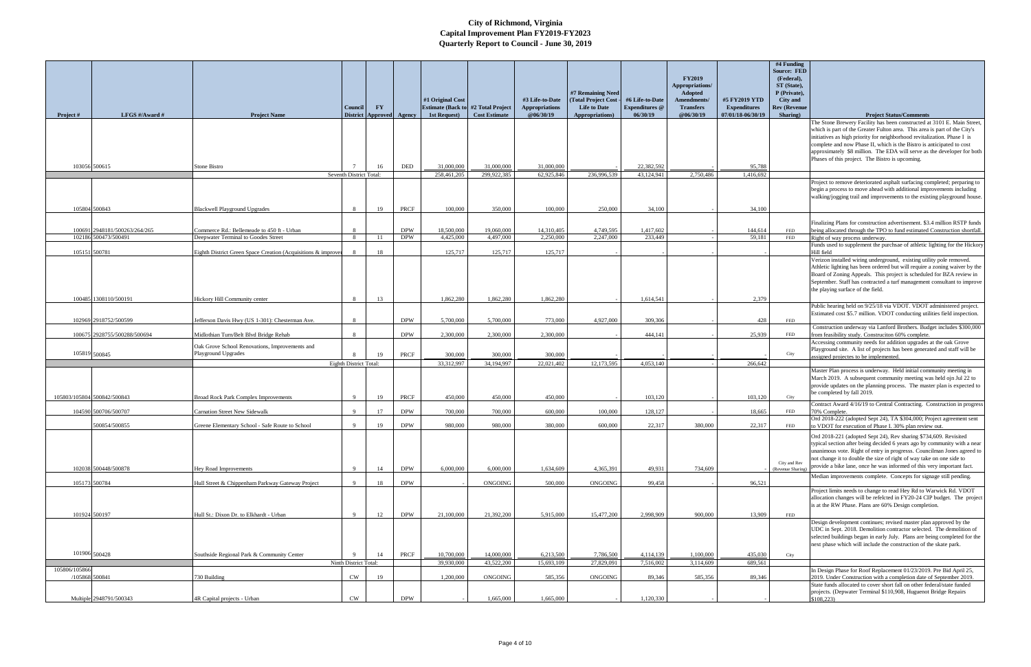# City of Richmond, Virginia
## Capital Improvement Plan FY2019-FY2023
### Quarterly Report to Council - June 30, 2019

| Project # | LFGS #/Award # | Project Name | Council District | FY Approved | Agency | #1 Original Cost Estimate (Back to 1st Request) | #2 Total Project Cost Estimate | #3 Life-to-Date Appropriations @06/30/19 | #7 Remaining Need (Total Project Cost - Life to Date Appropriations) | #6 Life-to-Date Expenditures @ 06/30/19 | FY2019 Appropriations/ Adopted Amendments/ Transfers @06/30/19 | #5 FY2019 YTD Expenditures 07/01/18-06/30/19 | #4 Funding Source: FED (Federal), ST (State), P (Private), City and Rev (Revenue Sharing) | Project Status/Comments |
|---|---|---|---|---|---|---|---|---|---|---|---|---|---|---|
| 103056 | 500615 | Stone Bistro | 7 | 16 | DED | 31,000,000 | 31,000,000 | 31,000,000 | - | 22,382,592 | - | 95,788 | | The Stone Brewery Facility has been constructed at 3101 E. Main Street, which is part of the Greater Fulton area. This area is part of the City's initiatives as high priority for neighborhood revitalization. Phase I is complete and now Phase II, which is the Bistro is anticipated to cost approximately $8 million. The EDA will serve as the developer for both Phases of this project. The Bistro is upcoming. |
| | | Seventh District Total: | | | | 258,461,205 | 299,922,385 | 62,925,846 | 236,996,539 | 43,124,941 | 2,750,486 | 1,416,692 | | |
| 105804 | 500843 | Blackwell Playground Upgrades | 8 | 19 | PRCF | 100,000 | 350,000 | 100,000 | 250,000 | 34,100 | - | 34,100 | | Project to remove deteriorated asphalt surfacing completed; perparing to begin a process to move ahead with additional improvements including walking/jogging trail and improvements to the existing playground house. |
| 100691 | 2948181/500263/264/265 | Commerce Rd.: Bellemeade to 450 ft - Urban | 8 | | DPW | 18,500,000 | 19,060,000 | 14,310,405 | 4,749,595 | 1,417,602 | - | 144,614 | FED | Finalizing Plans for construction advertisement. $3.4 million RSTP funds being allocated through the TPO to fund estimated Construction shortfall. |
| 102186 | 500473/500491 | Deepwater Terminal to Goodes Street | 8 | 11 | DPW | 4,425,000 | 4,497,000 | 2,250,000 | 2,247,000 | 233,449 | - | 59,181 | FED | Right of way process underway. |
| 105151 | 500781 | Eighth District Green Space Creation (Acquisitions & improver | 8 | 18 | | 125,717 | 125,717 | 125,717 | - | - | - | - | | Funds used to supplement the purchsae of athletic lighting for the Hickory Hill field |
| 100485 | 1308110/500191 | Hickory Hill Community center | 8 | 13 | | 1,862,280 | 1,862,280 | 1,862,280 | - | 1,614,541 | - | 2,379 | | Verizon installed wiring underground, existing utility pole removed. Athletic lighting has been ordered but will require a zoning waiver by the Board of Zoning Appeals. This project is scheduled for BZA review in September. Staff has contracted a turf management consultant to improve the playing surface of the field. |
| 102969 | 2918752/500599 | Jefferson Davis Hwy (US 1-301): Chesterman Ave. | 8 | | DPW | 5,700,000 | 5,700,000 | 773,000 | 4,927,000 | 309,306 | - | 428 | FED | Public hearing held on 9/25/18 via VDOT. VDOT administered project. Estimated cost $5.7 million. VDOT conducting utilities field inspection. |
| 100675 | 2928755/500288/500694 | Midlothian Turn/Belt Blvd Bridge Rehab | 8 | | DPW | 2,300,000 | 2,300,000 | 2,300,000 | - | 444,141 | - | 25,939 | FED | Construction underway via Lanford Brothers. Budget includes $300,000 from feasibility study. Construciton 60% complete. |
| 105819 | 500845 | Oak Grove School Renovations, Improvements and Playground Upgrades | 8 | 19 | PRCF | 300,000 | 300,000 | 300,000 | - | - | - | - | City | Accessing community needs for addition upgrades at the oak Grove Playground site. A list of projects has been generated and staff will be assigned projectes to be implemented. |
| | | Eighth District Total: | | | | 33,312,997 | 34,194,997 | 22,021,402 | 12,173,595 | 4,053,140 | - | 266,642 | | |
| 105803/105804 | 500842/500843 | Broad Rock Park Complex Improvements | 9 | 19 | PRCF | 450,000 | 450,000 | 450,000 | - | 103,120 | - | 103,120 | City | Master Plan process is underway. Held initial community meeting in March 2019. A subsequent community meeting was held ojn Jul 22 to provide updates on the planning process. The master plan is expected to be completed by fall 2019. |
| 104590 | 500706/500707 | Carnation Street New Sidewalk | 9 | 17 | DPW | 700,000 | 700,000 | 600,000 | 100,000 | 128,127 | - | 18,665 | FED | Contract Award 4/16/19 to Central Contracting. Construction in progress 70% Complete. |
| | 500854/500855 | Greene Elementary School - Safe Route to School | 9 | 19 | DPW | 980,000 | 980,000 | 380,000 | 600,000 | 22,317 | 380,000 | 22,317 | FED | Ord 2018-222 (adopted Sept 24), TA $304,000; Project agreement sent to VDOT for execution of Phase I. 30% plan review out. |
| 102038 | 500448/500878 | Hey Road Improvements | 9 | 14 | DPW | 6,000,000 | 6,000,000 | 1,634,609 | 4,365,391 | 49,931 | 734,609 | - | City and Rev (Revenue Sharing) | Ord 2018-221 (adopted Sept 24), Rev sharing $734,609. Revisited typical section after being decided 6 years ago by community with a near unanimous vote. Right of entry in progress. Councilman Jones agreed to not change it to double the size of right of way take on one side to provide a bike lane, once he was informed of this very important fact. |
| 105173 | 500784 | Hull Street & Chippenham Parkway Gateway Project | 9 | 18 | DPW | - | ONGOING | 500,000 | ONGOING | 99,458 | - | 96,521 | | Median improvements complete. Concepts for signage still pending. |
| 101924 | 500197 | Hull St.: Dixon Dr. to Elkhardt - Urban | 9 | 12 | DPW | 21,100,000 | 21,392,200 | 5,915,000 | 15,477,200 | 2,998,909 | 900,000 | 13,909 | FED | Project limits needs to change to read Hey Rd to Warwick Rd. VDOT allocation changes will be refelcted in FY20-24 CIP budget. The project is at the RW Phase. Plans are 60% Design completion. |
| 101906 | 500428 | Southside Regional Park & Community Center | 9 | 14 | PRCF | 10,700,000 | 14,000,000 | 6,213,500 | 7,786,500 | 4,114,139 | 1,100,000 | 435,030 | City | Design development continues; revised master plan approved by the UDC in Sept. 2018. Demolition contractor selected. The demolition of selected buildings began in early July. Plans are being completed for the next phase which will include the construction of the skate park. |
| | | Ninth District Total: | | | | 39,930,000 | 43,522,200 | 15,693,109 | 27,829,091 | 7,516,002 | 3,114,609 | 689,561 | | |
| 105806/105866 /105868 | 500841 | 730 Building | CW | 19 | | 1,200,000 | ONGOING | 585,356 | ONGOING | 89,346 | 585,356 | 89,346 | | In Design Phase for Roof Replacement 01/23/2019. Pre Bid April 25, 2019. Under Construction with a completion date of September 2019. |
| Multiple | 2948791/500343 | 4R Capital projects - Urban | CW | | DPW | - | 1,665,000 | 1,665,000 | - | 1,120,330 | - | - | | State funds allocated to cover short fall on other federal/state funded projects. (Depwater Terminal $110,908, Huguenot Bridge Repairs $108,223) |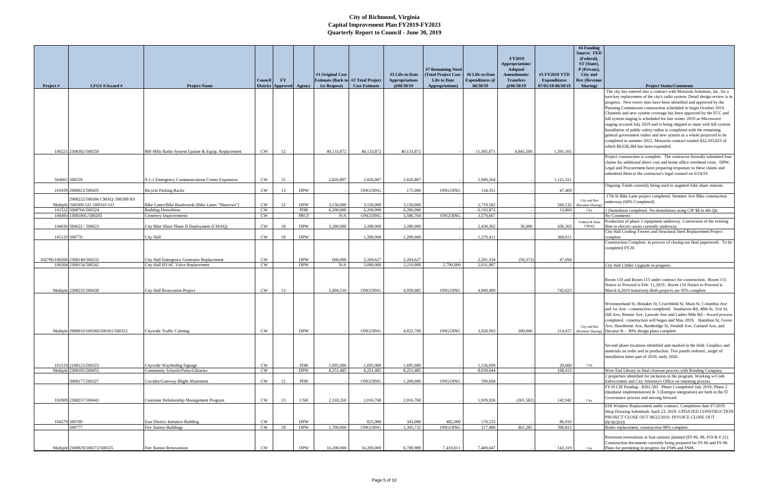# City of Richmond, Virginia
## Capital Improvement Plan FY2019-FY2023
## Quarterly Report to Council - June 30, 2019

| Project # | LFGS #/Award # | Project Name | Council District | FY Approved | Agency | #1 Original Cost Estimate (Back to 1st Request) | #2 Total Project Cost Estimate | #3 Life-to-Date Appropriations @06/30/19 | #7 Remaining Need (Total Project Cost - Life to Date Appropriations) | #6 Life-to-Date Expenditures @ 06/30/19 | FY2019 Appropriations/ Adopted Amendments/ Transfers @06/30/19 | #5 FY2019 YTD Expenditures 07/01/18-06/30/19 | #4 Funding Source: FED (Federal), ST (State), P (Private), City and Rev (Revenue Sharing) | Project Status/Comments |
|---|---|---|---|---|---|---|---|---|---|---|---|---|---|---|
| 100221 | 2308302/500250 | 800 MHz Radio System Update & Equip. Replacement | CW | 12 | | 40,133,872 | 40,133,872 | 40,133,872 | - | 11,305,071 | 4,845,500 | 1,391,165 | | The city has entered into a contract with Motorola Solutions, Inc. for a turn-key replacement of the city's radio system. Detail design review is in progress. New tower sites have been identified and approved by the Planning Commission construction scheduled to begin October 2019. Channels and new system coverage has been approved by the FCC and full system staging is scheduled for late winter 2019 as Microwave staging occured July 2019 and is being shipped to mate with full system. Installation of public safety radios is completed with the remaining general government radios and new system as a whole projected to be completed in summer 2022. Motorola contract totaled $32,293,023 of which $8,638,384 has been expended. |
| 564661 | 500559 | 9-1-1 Emergency Communications Center Expansion | CW | 15 | | 2,826,807 | 2,826,807 | 2,826,807 | - | 2,949,264 | - | 1,121,321 | | Project construction is complete. The contractor formally submitted four claims for additional direct cost and home office overhead costs. DPW, Legal and Procurement have preparing responses to these claims and submitted them to the contractor's legal counsel on 6/24/19. |
| 101939 | 2908023/500435 | Bicycle Parking Racks | CW | 13 | DPW | - | ONGOING | 175,000 | ONGOING | 134,351 | - | 47,469 | | Ongoing. Funds currently being used to augment bike share stations. |
| Multiple | 2908222/500306 CMAQ /500308 RS /500309 GO /500310 GO | Bike Lanes/Bike Boulevards (Bike Lanes "Sharrows") | CW | 12 | DPW | 3,150,000 | 3,150,000 | 3,150,000 | - | 1,719,582 | - | 560,132 | City and Rev (Revenue Sharing) | 17th St Bike Lane project completed. Semmes Ave Bike construction underway (60% Completed). |
| 101522 | 5008766/500324 | Building Demolition | CW | | PDR | 6,200,000 | 6,200,000 | 6,200,000 | - | 6,193,872 | - | 13,860 | City | 1 Demolition completed. No demolitions using CIP $$ in 4th Qtr. |
| 100493 | 1308186C/500203 | Cemetery Improvements | CW | | PRCF | N/A | ONGOING | 3,586,764 | ONGOING | 3,579,667 | - | - | | No Comments |
| 104030 | 500622 / 500623 | City Bike Share Phase II Deployment (CMAQ) | CW | 18 | DPW | 3,280,000 | 3,280,000 | 3,280,000 | - | 2,430,302 | 36,000 | 436,363 | Federal & State CMAQ | Production of phase 2 equipment underway. Conversion of the existing fleet to electric-assist currently underway. |
| 105129 | 500776 | City Hall | CW | 18 | DPW | | 1,200,000 | 1,200,000 | - | 1,270,411 | - | 368,011 | | City Hall Cooling Towers and Structural Steel Replacement Project complete. |
| 102706/100206 | 2308140/500232 | City Hall Emergency Generator Replacement | CW | | DPW | 600,000 | 2,204,627 | 2,204,627 | - | 2,201,334 | (50,373) | 47,094 | | Construction Complete; in process of closing out final paperwork. To be completed FY20. |
| 100208 | 2308154/500242 | City Hall HVAC Valve Replacement | CW | | DPW | N/A | 5,000,000 | 2,210,000 | 2,790,000 | 2,031,907 | - | - | | City Hall Chiller Upgrade in progress. |
| Multiple | 2308235/500438 | City Hall Renovation Project | CW | 13 | | 5,494,510 | ONGOING | 4,958,085 | ONGOING | 4,949,499 | - | 742,623 | | Room 110 and Room 115 under contract for construction. Room 115 Notice to Proceed is Feb. 11,2019 , Room 110 Notice to Proceed is March 4,2019 tentatively.Both projects are 95% complete |
| Multiple | 2908910/500360/500361/500353 | Citywide Traffic Calming | CW | | DPW | - | ONGOING | 4,822,709 | ONGOING | 3,928,993 | 200,000 | 214,657 | City and Rev (Revenue Sharing) | Westmoreland St, Honaker St, Crutchfield St, Main St, Columbia Ave and 1st Ave - construction completed. Southaven Rd, 48th St, 31st St, Dill Ave, Rennie Ave, Lanvale Ave and Ladies Mile Rd - Award process completed. construction will began mid May 2019. Hamilton St, Grove Ave, Hawthorne Ave, Bainbridge St, Fendall Ave, Garland Ave, and Decatur St - 90% design plans complete. |
| 101519 | 2108123/500323 | Citywide Wayfinding Signage | CW | | PDR | 1,695,000 | 1,695,000 | 1,695,000 | - | 1,136,699 | - | 20,660 | City | Second phase locations identified and marked in the field. Graphics and materials on order and in production. Test panels ordered...target of installation latter part of 2019, early 2020. |
| Multiple | 2308105/500455 | Community Schools/Parks/Libraries | CW | | DPW | 8,251,485 | 8,251,485 | 8,251,485 | - | 8,039,644 | - | 108,412 | | West End Library in final closeout process with Bonding Company. |
| | 5008177/500327 | Corridor/Gateway Blight Abatement | CW | 12 | PDR | - | ONGOING | 1,200,000 | ONGOING | 590,694 | - | - | | 2 properties identified for inclusion in the program. Working w/Code Enforcement and City Attorney's Office on initiating process. |
| 102009 | 2308237/500443 | Customer Relationship Management Program | CW | 13 | CSR | 2,318,350 | 2,016,768 | 2,016,768 | - | 1,939,926 | (301,582) | 142,942 | City | FY19 CIP Funding - $301,582 Phase I completed July 2018; Phase 2 (database implementation) & 3 (Energov integration) are both in the IT Governance process and moving forward |
| 104579 | 500700 | East District Initiative Building | CW | | DPW | - | 825,000 | 343,000 | 482,000 | 170,533 | - | 86,916 | | EDI Window Replacement under contract. Completion date 07/2019. Shop Drawing Submittals April 23, 2019. UPDATED CONSTRUCTION PROJECT CLOSE OUT 08/22/2019. INVOICE CLOSE OUT 09/30/2019 |
| | 500777 | Fire Station Buildings | CW | 18 | DPW | 1,700,000 | ONGOING | 1,345,732 | ONGOING | 517,480 | 461,285 | 396,812 | | Boiler replacement, construction 98% complete. |
| Multiple | 2308929/500272/500555 | Fire Station Renovations | CW | | DPW | 16,200,000 | 16,200,000 | 8,789,989 | 7,410,011 | 7,400,047 | - | 143,319 | City | Restroom renovations at four stations planned (FS #6, #8, #19 & # 21). Construction documents currently being prepared for FS #6 and FS #8. Plans for permitting in progress for FS#6 and FS#8. |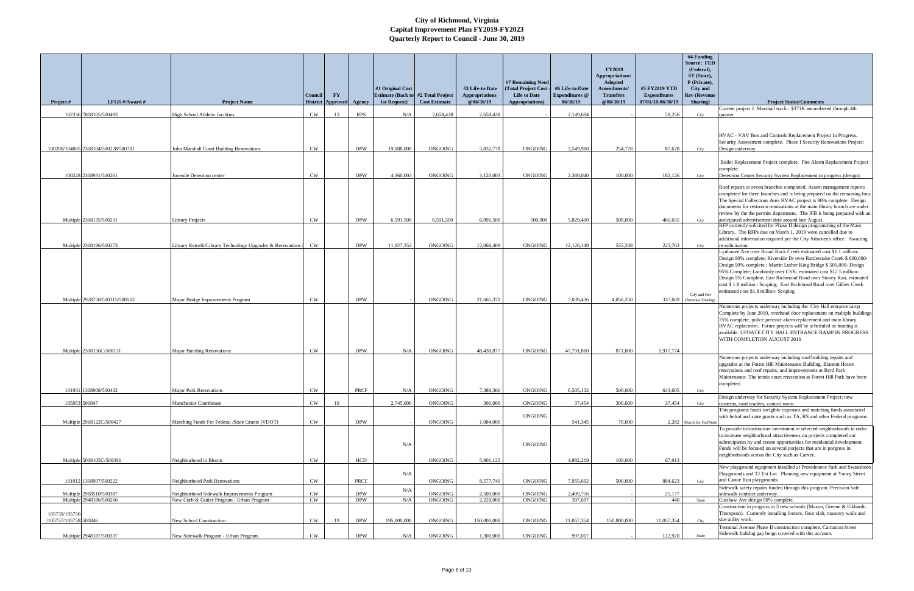# City of Richmond, Virginia
## Capital Improvement Plan FY2019-FY2023
## Quarterly Report to Council - June 30, 2019

| Project # | LFGS #/Award # | Project Name | Council District | FY Approved | Agency | #1 Original Cost Estimate (Back to 1st Request) | #2 Total Project Cost Estimate | #3 Life-to-Date Appropriations @06/30/19 | #7 Remaining Need (Total Project Cost - Life to Date Appropriations) | #6 Life-to-Date Expenditures @ 06/30/19 | FY2019 Appropriations/ Adopted Amendments/ Transfers @06/30/19 | #5 FY2019 YTD Expenditures 07/01/18-06/30/19 | #4 Funding Source: FED (Federal), ST (State), P (Private), City and Rev (Revenue Sharing) | Project Status/Comments |
|---|---|---|---|---|---|---|---|---|---|---|---|---|---|---|
| 102336 | 7808105/500493 | High School Athletic facilities | CW | 13 | RPS | N/A | 2,658,438 | 2,658,438 | - | 2,149,694 | - | 59,256 | City | Current project J. Marshall track - $371K encumbered through 4th quarter |
| 100200/104005 | 2308104/500228/500701 | John Marshall Court Building Renovations | CW | | DPW | 19,088,000 | ONGOING | 5,832,778 | ONGOING | 3,549,910 | 254,778 | 87,678 | City | HVAC - VAV Box and Controls Replacement Project In Progress. Security Assessment complete. Phase I Security Renovations Project: Design underway. |
| 100228 | 2308931/500261 | Juvenile Detention center | CW | | DPW | 4,360,003 | ONGOING | 3,120,003 | ONGOING | 2,389,040 | 100,000 | 182,126 | City | Boiler Replacement Project complete. Fire Alarm Replacement Project complete. Detention Center Security System Replacement in progress (design). |
| Multiple | 2308135/500231 | Library Projects | CW | | DPW | 6,591,500 | 6,591,500 | 6,091,500 | 500,000 | 5,829,400 | 500,000 | 461,655 | City | Roof repairs at seven branches completed. Assest management reports completed for three branches and is being prepared on the remaining four. The Special Collections Area HVAC project is 90% complete. Design documents for restroom renovations at the main library branch are under review by the the permits department. The IFB is being prepared with an anticipated advertisement date around late August. |
| Multiple | 2308196/500273 | Library Retrofit/Library Technology Upgrades & Renovations | CW | | DPW | 11,927,353 | ONGOING | 12,068,409 | ONGOING | 12,126,149 | 555,338 | 225,763 | City | RFP currently solicited for Phase II design programming of the Main Library. The RFPs due on March 1, 2019 were cancelled due to additional information required per the City Attorney's office. Awaiting re-solicitation. |
| Multiple | 2928750/500315/500562 | Major Bridge Improvements Program | CW | | DPW | - | ONGOING | 21,665,370 | ONGOING | 7,039,436 | 4,056,250 | 337,669 | City and Rev (Revenue Sharing) | Lynhaven Ave over Broad Rock Creek estimated cost $1.1 million- Design 90% complete; Riverside Dr over Rattlesnake Creek $ 600,000- Design 90% complete ; Martin Luther King Bridge $ 500,000- Design 95% Complete; Lombardy over CSX- estimated cost $12.5 million- Design 5% Complete; East Richmond Road over Stoney Run, estimated cost $ 1.8 million - Scoping; East Richmond Road over Gillies Creek estimated cost $1.8 million- Scoping |
| Multiple | 2308156C/500131 | Major Building Renovations | CW | | DPW | N/A | ONGOING | 48,438,877 | ONGOING | 47,791,810 | 871,000 | 1,917,774 | | Numerous projects underway including the City Hall entrance ramp Complete by June 2019, overhead door replacement on multiple buildings 75% complete, police precinct alarm replacement and main library HVAC replacment. Future projects will be scheduled as funding is available. UPDATE CITY HALL ENTRANCE RAMP IN PROGRESS WITH COMPLETION AUGUST 2019 |
| 101931 | 1308908/500432 | Major Park Renovations | CW | | PRCF | N/A | ONGOING | 7,388,366 | ONGOING | 6,505,132 | 500,000 | 643,605 | City | Numerous projects underway including roof/building repairs and upgrades at the Forest Hill Maintenance Building, Blanton House renovations and roof repairs, and improvements at Byrd Park Maintenance. The tennis court renovation at Forest Hill Park have been completed |
| 105953 | 500847 | Manchester Courthouse | CW | 19 | | 2,745,000 | ONGOING | 300,000 | ONGOING | 37,454 | 300,000 | 37,454 | City | Design underway for Security System Replacement Project; new cameras, card readers, control room. |
| Multiple | 2918122C/500427 | Matching Funds For Federal /State Grants (VDOT) | CW | | DPW | - | ONGOING | 1,084,000 | ONGOING | 541,345 | 70,000 | 2,282 | Match for Fed/State | This programs funds inelgible expenses and matching funds associated with fedral and state grants such as TA, RS and other Federal programs. |
| Multiple | 5008105C/500396 | Neighborhood in Bloom | CW | | HCD | N/A | ONGOING | 5,901,125 | ONGOING | 4,882,219 | 100,000 | 67,913 | | To provide infrastructure investment in selected neighborhoods in order to increase neighborhood attractiveness on projects completed our subrecipients by and create opportunities for residential development. Funds will be focused on several porjects that are in porgress in neighborhoods across the City such as Carver. |
| 101012 | 1308907/500222 | Neighborhood Park Renovations | CW | | PRCF | N/A | ONGOING | 8,577,740 | ONGOING | 7,955,692 | 500,000 | 884,623 | City | New playground equipment installed at Providenece Park and Swansboro Playgrounds and TJ Tot Lot. Planning new equipment at Yancy Street and Canoe Run playgrounds. |
| Multiple | 2918510/500387 | Neighborhood Sidewalk Improvements Program | CW | | DPW | N/A | ONGOING | 2,500,000 | ONGOING | 2,499,756 | - | 25,177 | | Sidewalk safety repairs funded through this program. Precision Safe sidewalk contract underway. |
| Multiple | 2948186/500266 | New Curb & Gutter Program - Urban Program | CW | | DPW | N/A | ONGOING | 2,228,000 | ONGOING | 397,697 | - | 440 | State | Cutshaw Ave design 90% complete. |
| 105739/105756 /105757/105758 | 500846 | New School Construction | CW | 19 | DPW | 195,000,000 | ONGOING | 150,000,000 | ONGOING | 11,057,354 | 150,000,000 | 11,057,354 | City | Construction in progress at 3 new schools (Mason, Greene & Elkhardt-Thompson). Currently installing footers, floor slab, masonry walls and site utility work. |
| Multiple | 2948187/500337 | New Sidewalk Program - Urban Program | CW | | DPW | N/A | ONGOING | 1,300,000 | ONGOING | 997,017 | - | 122,920 | State | Terminal Avenue Phase II construction complete. Carnation Street Sidewalk fudidng gap beign covered with this account. |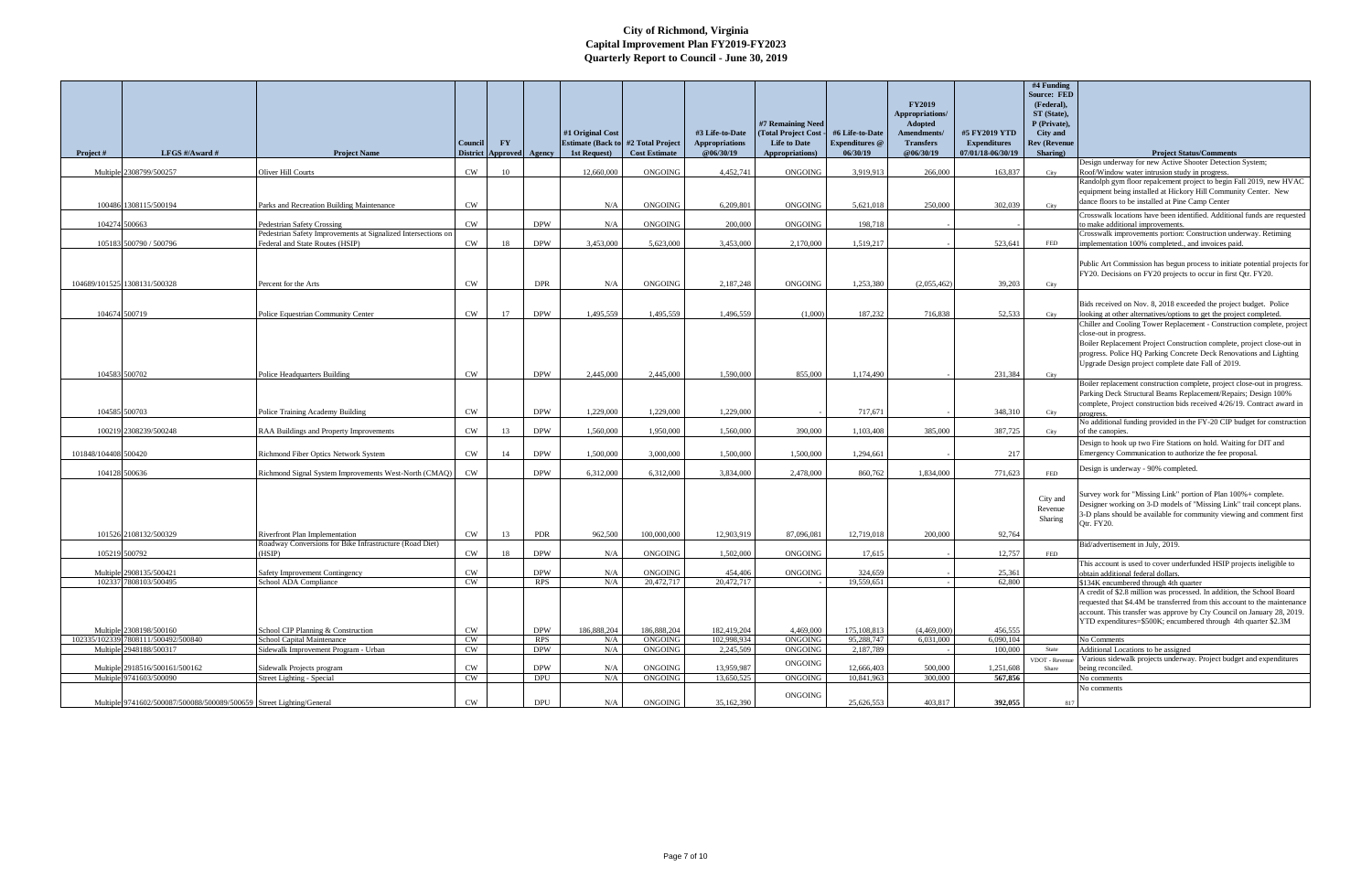# City of Richmond, Virginia
## Capital Improvement Plan FY2019-FY2023
### Quarterly Report to Council - June 30, 2019

| Project # | LFGS #/Award # | Project Name | Council District | FY Approved | Agency | #1 Original Cost Estimate (Back to 1st Request) | #2 Total Project Cost Estimate | #3 Life-to-Date Appropriations @06/30/19 | #7 Remaining Need (Total Project Cost - Life to Date Appropriations) | #6 Life-to-Date Expenditures @ 06/30/19 | FY2019 Appropriations/ Adopted Amendments/ Transfers @06/30/19 | #5 FY2019 YTD Expenditures 07/01/18-06/30/19 | #4 Funding Source: FED (Federal), ST (State), P (Private), City and Rev (Revenue Sharing) | Project Status/Comments |
|---|---|---|---|---|---|---|---|---|---|---|---|---|---|---|
| Multiple | 2308799/500257 | Oliver Hill Courts | CW | 10 | | 12,660,000 | ONGOING | 4,452,741 | ONGOING | 3,919,913 | 266,000 | 163,837 | City | Design underway for new Active Shooter Detection System; Roof/Window water intrusion study in progress. |
| 100486 | 1308115/500194 | Parks and Recreation Building Maintenance | CW | | | N/A | ONGOING | 6,209,801 | ONGOING | 5,621,018 | 250,000 | 302,039 | City | Randolph gym floor repalcement project to begin Fall 2019, new HVAC equipment being installed at Hickory Hill Community Center. New dance floors to be installed at Pine Camp Center |
| 104274 | 500663 | Pedestrian Safety Crossing | CW | | DPW | N/A | ONGOING | 200,000 | ONGOING | 198,718 | - | - | | Crosswalk locations have been identified. Additional funds are requested to make additional improvements. |
| 105183 | 500790 / 500796 | Pedestrian Safety Improvements at Signalized Intersections on Federal and State Routes (HSIP) | CW | 18 | DPW | 3,453,000 | 5,623,000 | 3,453,000 | 2,170,000 | 1,519,217 | - | 523,641 | FED | Crosswalk improvements portion: Construction underway. Retiming implementation 100% completed., and invoices paid. |
| 104689/101525 | 1308131/500328 | Percent for the Arts | CW | | DPR | N/A | ONGOING | 2,187,248 | ONGOING | 1,253,380 | (2,055,462) | 39,203 | City | Public Art Commission has begun process to initiate potential projects for FY20. Decisions on FY20 projects to occur in first Qtr. FY20. |
| 104674 | 500719 | Police Equestrian Community Center | CW | 17 | DPW | 1,495,559 | 1,495,559 | 1,496,559 | (1,000) | 187,232 | 716,838 | 52,533 | City | Bids received on Nov. 8, 2018 exceeded the project budget. Police looking at other alternatives/options to get the project completed. |
| 104583 | 500702 | Police Headquarters Building | CW | | DPW | 2,445,000 | 2,445,000 | 1,590,000 | 855,000 | 1,174,490 | - | 231,384 | City | Chiller and Cooling Tower Replacement - Construction complete, project close-out in progress. Boiler Replacement Project Construction complete, project close-out in progress. Police HQ Parking Concrete Deck Renovations and Lighting Upgrade Design project complete date Fall of 2019. |
| 104585 | 500703 | Police Training Academy Building | CW | | DPW | 1,229,000 | 1,229,000 | 1,229,000 | - | 717,671 | - | 348,310 | City | Boiler replacement construction complete, project close-out in progress. Parking Deck Structural Beams Replacement/Repairs; Design 100% complete, Project construction bids received 4/26/19. Contract award in progress. |
| 100219 | 2308239/500248 | RAA Buildings and Property Improvements | CW | 13 | DPW | 1,560,000 | 1,950,000 | 1,560,000 | 390,000 | 1,103,408 | 385,000 | 387,725 | City | No additional funding provided in the FY-20 CIP budget for construction of the canopies. |
| 101848/104408 | 500420 | Richmond Fiber Optics Network System | CW | 14 | DPW | 1,500,000 | 3,000,000 | 1,500,000 | 1,500,000 | 1,294,661 | - | 217 | | Design to hook up two Fire Stations on hold. Waiting for DIT and Emergency Communication to authorize the fee proposal. |
| 104128 | 500636 | Richmond Signal System Improvements West-North (CMAQ) | CW | | DPW | 6,312,000 | 6,312,000 | 3,834,000 | 2,478,000 | 860,762 | 1,834,000 | 771,623 | FED | Design is underway - 90% completed. |
| 101526 | 2108132/500329 | Riverfront Plan Implementation | CW | 13 | PDR | 962,500 | 100,000,000 | 12,903,919 | 87,096,081 | 12,719,018 | 200,000 | 92,764 | City and Revenue Sharing | Survey work for "Missing Link" portion of Plan 100%+ complete. Designer working on 3-D models of "Missing Link" trail concept plans. 3-D plans should be available for community viewing and comment first Qtr. FY20. |
| 105219 | 500792 | Roadway Conversions for Bike Infrastructure (Road Diet) (HSIP) | CW | 18 | DPW | N/A | ONGOING | 1,502,000 | ONGOING | 17,615 | - | 12,757 | FED | Bid/advertisement in July, 2019. |
| Multiple | 2908135/500421 | Safety Improvement Contingency | CW | | DPW | N/A | ONGOING | 454,406 | ONGOING | 324,659 | - | 25,361 | | This account is used to cover underfunded HSIP projects ineligible to obtain additional federal dollars. |
| 102337 | 7808103/500495 | School ADA Compliance | CW | | RPS | N/A | 20,472,717 | 20,472,717 | - | 19,559,651 | - | 62,800 | | $134K encumbered through 4th quarter |
| Multiple | 2308198/500160 | School CIP Planning & Construction | CW | | DPW | 186,888,204 | 186,888,204 | 182,419,204 | 4,469,000 | 175,108,813 | (4,469,000) | 456,555 | | A credit of $2.8 million was processed. In addition, the School Board requested that $4.4M be transferred from this account to the maintenance account. This transfer was approve by City Council on January 28, 2019. YTD expenditures=$500K; encumbered through 4th quarter $2.3M |
| 102335/102339 | 7808111/500492/500840 | School Capital Maintenance | CW | | RPS | N/A | ONGOING | 102,998,934 | ONGOING | 95,288,747 | 6,031,000 | 6,090,104 | | No Comments |
| Multiple | 2948188/500317 | Sidewalk Improvement Program - Urban | CW | | DPW | N/A | ONGOING | 2,245,509 | ONGOING | 2,187,789 | - | 100,000 | State | Additional Locations to be assigned |
| Multiple | 2918516/500161/500162 | Sidewalk Projects program | CW | | DPW | N/A | ONGOING | 13,959,987 | ONGOING | 12,666,403 | 500,000 | 1,251,608 | VDOT - Revenue Share | Various sidewalk projects underway. Project budget and expenditures being reconciled. |
| Multiple | 9741603/500090 | Street Lighting - Special | CW | | DPU | N/A | ONGOING | 13,650,525 | ONGOING | 10,841,963 | 300,000 | **567,856** | | No comments |
| Multiple | 9741602/500087/500088/500089/500659 | Street Lighting/General | CW | | DPU | N/A | ONGOING | 35,162,390 | ONGOING | 25,626,553 | 403,817 | **392,055** | 817 | No comments |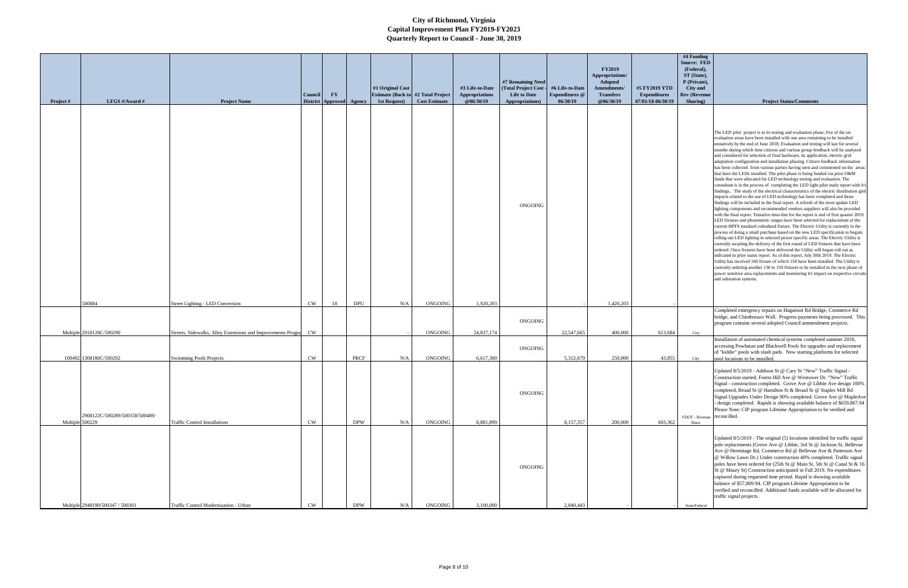# City of Richmond, Virginia
## Capital Improvement Plan FY2019-FY2023
## Quarterly Report to Council - June 30, 2019

| Project # | LFGS #/Award # | Project Name | Council District | FY Approved | Agency | #1 Original Cost Estimate (Back to 1st Request) | #2 Total Project Cost Estimate | #3 Life-to-Date Appropriations @06/30/19 | #7 Remaining Need (Total Project Cost - Life to Date Appropriations) | #6 Life-to-Date Expenditures @ 06/30/19 | FY2019 Appropriations/ Adopted Amendments/ Transfers @06/30/19 | #5 FY2019 YTD Expenditures 07/01/18-06/30/19 | #4 Funding Source: FED (Federal), ST (State), P (Private), City and Rev (Revenue Sharing) | Project Status/Comments |
|---|---|---|---|---|---|---|---|---|---|---|---|---|---|---|
| | 500884 | Street Lighting - LED Conversion | CW | 18 | DPU | N/A | ONGOING | 1,920,203 | ONGOING | - | 1,420,203 | - | | The LED pilot project is in its testing and evaluation phase; five of the six evaluation areas have been installed with one area remaining to be installed tentatively by the end of June 2018; Evaluation and testing will last for several months during which time citizens and various group feedback will be analyzed and considered for selection of final hardware, its application, electric grid adaptation configuration and installation phasing. Citizen feedback information has been collected from various parties having seen and commented on the areas that have the LEDs installed. The pilot phase is being funded via prior O&M funds that were allocated for LED technology testing and evaluation. The consultant is in the process of completing the LED light pilot study report with it's findings.. The study of the electrical characteristics of the electric distribution gird impacts related to the use of LED technology has been completed and those findings will be included in the final report. A refresh of the most update LED lighting components and recommended vendors suppliers will also be provided with the final report. Tentative time-line for the report is end of first quarter 2019. LED fixtures and photometric ranges have been selected for replacement of the current HPFS standard cobrahead fixture. The Electric Utility is currently in the process of doing a small purchase based on the new LED specification to begain rolling out LED lighting in selected power specific areas. The Electric Utility is currently awaiting the delivery of the first round of LED fixtures that have been ordered. Once fixtures have been delivered the Utility will began roll out as indicated in prior status report. As of this report, July 30th 2019. The Electric Utility has received 160 fixture of which 150 have been installed. The Utility is currently ordering another 130 to 150 fixtures to be installed in the next phase of power sensitive area replacements and monitoring it's impact on respective circuits and substation systems. |
| Multiple | 2918128C/500290 | Streets, Sidewalks, Alley Extensions and Improvements Progra | CW | | | - | ONGOING | 24,837,174 | ONGOING | 22,547,665 | 400,000 | 613,684 | City | Completed emergency repairs on Huguenot Rd Bridge, Commerce Rd bridge, and Chimborazo Wall. Progress payments being processed. This program contains several adopted Council ammendment projects. |
| 100492 | 1308180C/500202 | Swimming Pools Projects | CW | | PRCF | N/A | ONGOING | 6,617,300 | ONGOING | 5,312,679 | 250,000 | 43,855 | City | Installation of automated chemical systems completed summer 2018, accessing Powhatan and Blackwell Pools for upgrades and replacement of "kiddie" pools with slash pads. New starting platforms for selected pool locations to be installed. |
| Multiple | 2908122C/500289/500358/500489/ 500229 | Traffic Control Installations | CW | | DPW | N/A | ONGOING | 8,881,899 | ONGOING | 8,157,357 | 200,000 | 603,362 | VDOT - Revenue Share | Updated 8/5/2019 - Addison St @ Cary St "New" Traffic Signal - Construction started; Forest Hill Ave @ Westover Dr. "New" Traffic Signal - construction completed. Grove Ave @ Libbie Ave design 100% completed, Broad St @ Hamilton St & Broad St @ Staples Mill Rd Signal Upgrades Under Design 90% completed. Grove Ave @ MapleAve - design completed. Rapids is showing available balance of $659,867.94 Please Note: CIP program Lifetime Appropriation to be verified and reconcilled. |
| Multiple | 2948190/500347 / 500301 | Traffic Control Modernization - Urban | CW | | DPW | N/A | ONGOING | 3,100,000 | ONGOING | 2,040,443 | - | - | State/Federal | Updated 8/5/2019 - The original (5) locations identified for traffic signal pole replacements (Grove Ave @ Libbie, 3rd St @ Jackson St, Bellevue Ave @ Hermitage Rd, Commerce Rd @ Bellevue Ave & Patterson Ave @ Willow Lawn Dr.) Under construction 40% completed. Traffic signal poles have been ordered for (25th St @ Main St, 5th St @ Canal St & 16 St @ Maury St) Construction anticipated in Fall 2019. No expenditures captured during requested time period. Rapid is showing available balance of $57,809.94. CIP program Lifetime Appropriation to be verified and reconcilled. Additional funds available will be allocated for traffic signal projects. |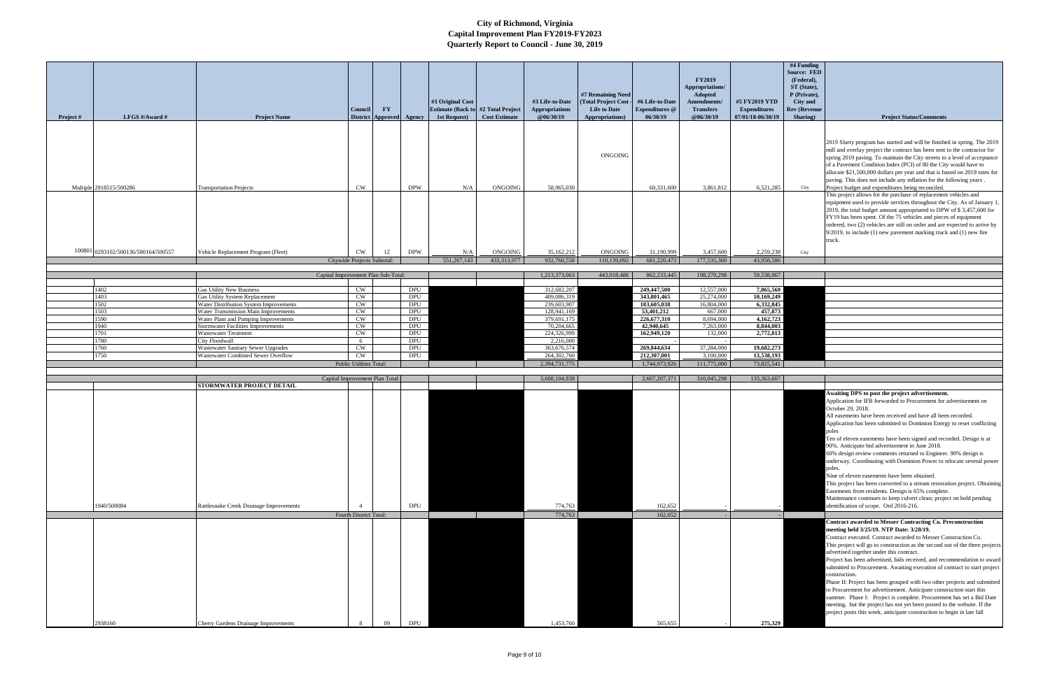# City of Richmond, Virginia
## Capital Improvement Plan FY2019-FY2023
## Quarterly Report to Council - June 30, 2019

| Project # | LFGS #/Award # | Project Name | Council District | FY Approved | Agency | #1 Original Cost Estimate (Back to 1st Request) | #2 Total Project Cost Estimate | #3 Life-to-Date Appropriations @06/30/19 | #7 Remaining Need (Total Project Cost - Life to Date Appropriations) | #6 Life-to-Date Expenditures @ 06/30/19 | FY2019 Appropriations/ Adopted Amendments/ Transfers @06/30/19 | #5 FY2019 YTD Expenditures 07/01/18-06/30/19 | #4 Funding Source: FED (Federal), ST (State), P (Private), City and Rev (Revenue Sharing) | Project Status/Comments |
|---|---|---|---|---|---|---|---|---|---|---|---|---|---|---|
| Multiple | 2918515/500286 | Transportation Projects | CW | | DPW | N/A | ONGOING | 58,965,030 | ONGOING | 60,331,600 | 3,861,812 | 6,521,285 | City | 2019 Slurry program has started and will be finished in spring. The 2019 mill and overlay project the contract has been sent to the contractor for spring 2019 paving. To maintain the City streets to a level of acceptance of a Pavement Condition Index (PCI) of 80 the City would have to allocate $21,500,000 dollars per year and that is based on 2019 rates for paving. This does not include any inflation for the following years . Project budget and expenditures being reconciled. |
| 100801 | 0293102/500136/500164/500557 | Vehicle Replacement Program (Fleet) | CW | 12 | DPW | N/A | ONGOING | 35,162,212 | ONGOING | 31,190,999 | 3,457,600 | 2,259,238 | City | This project allows for the purchase of replacement vehicles and equipment used to provide services throughout the City. As of January 1, 2019, the total budget amount appropriated to DPW of $ 3,457,600 for FY19 has been spent. Of the 75 vehicles and pieces of equipment ordered, two (2) vehicles are still on order and are expected to arrive by 9/2019, to include (1) new pavement marking truck and (1) new fire truck. |
| | | Citywide Projects Subtotal: | | | | 551,267,143 | 433,313,977 | 932,760,558 | 110,139,092 | 681,220,473 | 177,535,360 | 43,958,586 | | |
| | | Capital Improvement Plan Sub-Total: | | | | | | 1,213,373,063 | 443,018,486 | 862,233,445 | 198,270,298 | 59,538,067 | | |
| | 1402 | Gas Utility New Business | CW | | DPU | | | 312,682,207 | | **249,447,500** | 12,557,000 | **7,865,569** | | |
| | 1403 | Gas Utility System Replacement | CW | | DPU | | | 409,086,319 | | **343,801,465** | 25,274,000 | **10,169,249** | | |
| | 1502 | Water Distribution System Improvements | CW | | DPU | | | 239,603,907 | | **183,605,038** | 16,804,000 | **6,332,845** | | |
| | 1503 | Water Transmission Main Improvements | CW | | DPU | | | 128,941,169 | | **53,401,212** | 667,000 | **457,873** | | |
| | 1590 | Water Plant and Pumping Improvements | CW | | DPU | | | 379,691,175 | | **226,677,310** | 8,694,000 | **4,162,723** | | |
| | 1940 | Stormwater Facilities Improvements | CW | | DPU | | | 70,204,665 | | **42,940,645** | 7,263,000 | **8,844,003** | | |
| | 1701 | Wastewater Treatment | CW | | DPU | | | 224,326,999 | | **162,949,120** | 132,000 | **2,772,813** | | |
| | 1780 | City Floodwall | 6 | | DPU | | | 2,216,000 | | - | - | - | | |
| | 1760 | Wastewater Sanitary Sewer Upgrades | CW | | DPU | | | 363,676,574 | | **269,844,634** | 37,284,000 | **19,682,273** | | |
| | 1750 | Wastewater Combined Sewer Overflow | CW | | DPU | | | 264,302,760 | | **212,307,001** | 3,100,000 | **13,538,193** | | |
| | | Public Utilities Total: | | | | | | 2,394,731,775 | | 1,744,973,926 | 111,775,000 | 73,825,541 | | |
| | | Capital Improvement Plan Total: | | | | | | 3,608,104,838 | | 2,607,207,371 | 310,045,298 | 133,363,607 | | |
| | | **STORMWATER PROJECT DETAIL** | | | | | | | | | | | | |
| | 1940/500084 | Rattlesnake Creek Drainage Improvements | 4 | | DPU | | | 774,763 | | 162,652 | - | - | | **Awaiting DPS to post the project advertisement.** Application for IFB forwarded to Procurement for advertisement on October 29, 2018. All easements have been received and have all been recorded. Application has been submitted to Dominion Energy to reset conflicting poles Ten of eleven easements have been signed and recorded. Design is at 90%. Anticipate bid advertisement in June 2018. 60% design review comments returned to Engineer. 90% design is underway. Coordinating with Dominion Power to relocate several power poles. Nine of eleven easements have been obtained. This project has been converted to a stream restoration project. Obtaining Easements from residents. Design is 65% complete. Maintenance continues to keep culvert clean; project on hold pending identification of scope. Ord 2016-216. |
| | | Fourth District Total: | | | | | | 774,763 | | 162,652 | - | - | | |
| | 2938160 | Cherry Gardens Drainage Improvements | 8 | 09 | DPU | | | 1,453,760 | | 565,655 | - | **275,329** | | **Contract awarded to Messer Contracting Co. Preconstruction meeting held 3/25/19. NTP Date: 3/28/19.** Contract executed. Contract awarded to Messer Construction Co. This project will go to construction as the second out of the three projects advertised together under this contract. Project has been advertised, bids received, and recommendation to award submitted to Procurement. Awaiting execution of contract to start project construction. Phase II: Project has been grouped with two other projects and submitted to Procurement for advertisement. Anticipate construction start this summer. Phase I: Project is complete. Procurement has set a Bid Date meeting, but the project has not yet been posted to the website. If the project posts this week, anticipate construction to begin in late fall |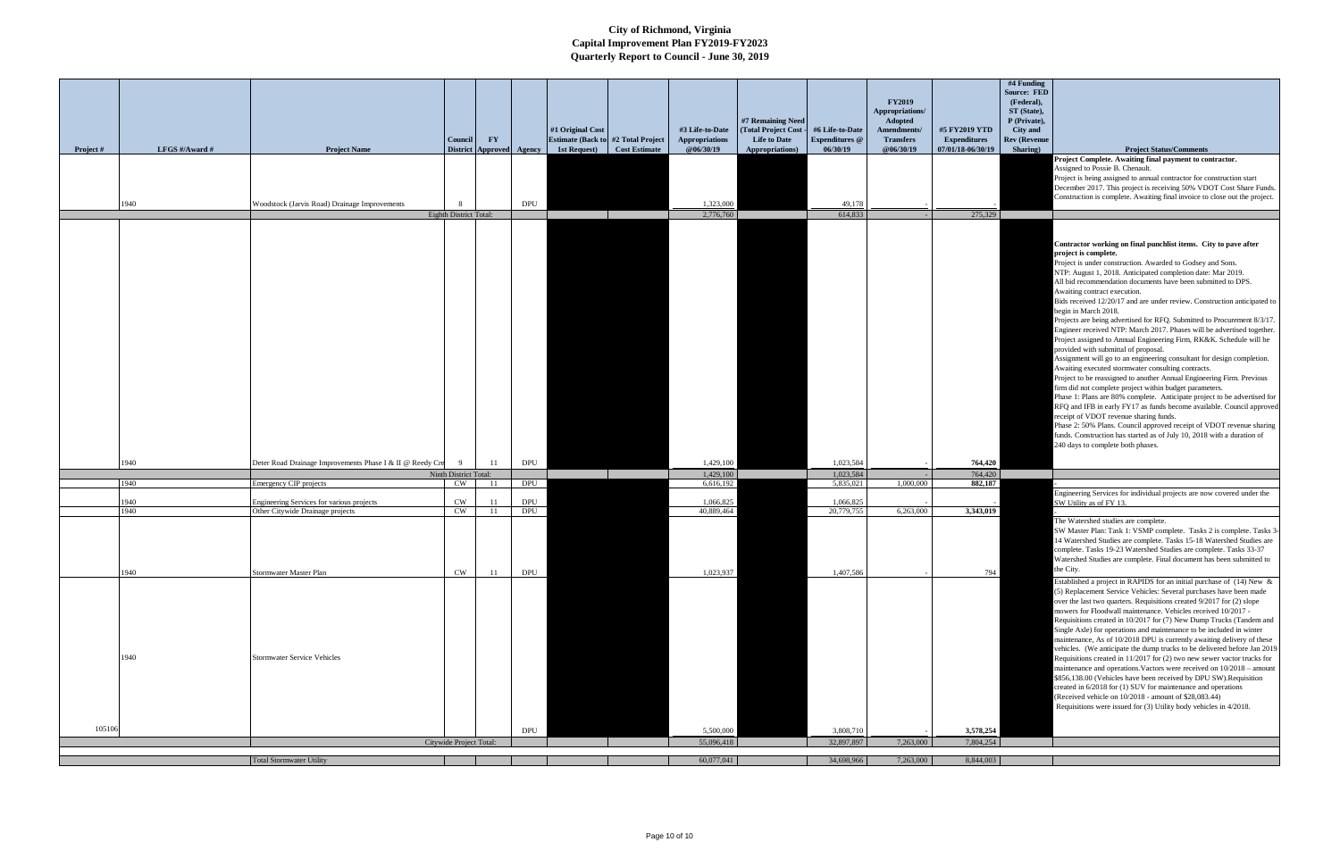# City of Richmond, Virginia
## Capital Improvement Plan FY2019-FY2023
## Quarterly Report to Council - June 30, 2019

| Project # | LFGS #/Award # | Project Name | Council District | FY Approved | Agency | #1 Original Cost Estimate (Back to 1st Request) | #2 Total Project Cost Estimate | #3 Life-to-Date Appropriations @06/30/19 | #7 Remaining Need (Total Project Cost - Life to Date Appropriations) | #6 Life-to-Date Expenditures @ 06/30/19 | FY2019 Appropriations/ Adopted Amendments/ Transfers @06/30/19 | #5 FY2019 YTD Expenditures 07/01/18-06/30/19 | #4 Funding Source: FED (Federal), ST (State), P (Private), City and Rev (Revenue Sharing) | Project Status/Comments |
|---|---|---|---|---|---|---|---|---|---|---|---|---|---|---|
| | 1940 | Woodstock (Jarvis Road) Drainage Improvements | 8 | | DPU | | | 1,323,000 | | 49,178 | - | - | | **Project Complete. Awaiting final payment to contractor.** Assigned to Possie B. Chenault. Project is being assigned to annual contractor for construction start December 2017. This project is receiving 50% VDOT Cost Share Funds. Construction is complete. Awaiting final invoice to close out the project. |
| | | Eighth District Total: | | | | | | 2,776,760 | | 614,833 | - | 275,329 | | |
| | 1940 | Deter Road Drainage Improvements Phase I & II @ Reedy Cre | 9 | 11 | DPU | | | 1,429,100 | | 1,023,584 | - | 764,420 | | **Contractor working on final punchlist items. City to pave after project is complete.** Project is under construction. Awarded to Godsey and Sons. NTP: August 1, 2018. Anticipated completion date: Mar 2019. All bid recommendation documents have been submitted to DPS. Awaiting contract execution. Bids received 12/20/17 and are under review. Construction anticipated to begin in March 2018. Projects are being advertised for RFQ. Submitted to Procurement 8/3/17. Engineer received NTP: March 2017. Phases will be advertised together. Project assigned to Annual Engineering Firm, RK&K. Schedule will be provided with submittal of proposal. Assignment will go to an engineering consultant for design completion. Awaiting executed stormwater consulting contracts. Project to be reassigned to another Annual Engineering Firm. Previous firm did not complete project within budget parameters. Phase 1: Plans are 80% complete. Anticipate project to be advertised for RFQ and IFB in early FY17 as funds become available. Council approved receipt of VDOT revenue sharing funds. Phase 2: 50% Plans. Council approved receipt of VDOT revenue sharing funds. Construction has started as of July 10, 2018 with a duration of 240 days to complete both phases. |
| | | Ninth District Total: | | | | | | 1,429,100 | | 1,023,584 | - | 764,420 | | |
| | 1940 | Emergency CIP projects | CW | 11 | DPU | | | 6,616,192 | | 5,835,021 | 1,000,000 | 882,187 | | - |
| | 1940 | Engineering Services for various projects | CW | 11 | DPU | | | 1,066,825 | | 1,066,825 | - | - | | Engineering Services for individual projects are now covered under the SW Utility as of FY 13. |
| | 1940 | Other Citywide Drainage projects | CW | 11 | DPU | | | 40,889,464 | | 20,779,755 | 6,263,000 | 3,343,019 | | - |
| | 1940 | Stormwater Master Plan | CW | 11 | DPU | | | 1,023,937 | | 1,407,586 | - | 794 | | The Watershed studies are complete. SW Master Plan: Task 1: VSMP complete. Tasks 2 is complete. Tasks 3-14 Watershed Studies are complete. Tasks 15-18 Watershed Studies are complete. Tasks 19-23 Watershed Studies are complete. Tasks 33-37 Watershed Studies are complete. Final document has been submitted to the City. |
| 105106 | 1940 | Stormwater Service Vehicles | | | DPU | | | 5,500,000 | | 3,808,710 | - | 3,578,254 | | Established a project in RAPIDS for an initial purchase of (14) New & (5) Replacement Service Vehicles: Several purchases have been made over the last two quarters. Requisitions created 9/2017 for (2) slope mowers for Floodwall maintenance. Vehicles received 10/2017 - Requisitions created in 10/2017 for (7) New Dump Trucks (Tandem and Single Axle) for operations and maintenance to be included in winter maintenance, As of 10/2018 DPU is currently awaiting delivery of these vehicles. (We anticipate the dump trucks to be delivered before Jan 2019 Requisitions created in 11/2017 for (2) two new sewer vactor trucks for maintenance and operations.Vactors were received on 10/2018 - amount $856,138.00 (Vehicles have been received by DPU SW).Requisition created in 6/2018 for (1) SUV for maintenance and operations (Received vehicle on 10/2018 - amount of $28,083.44) Requisitions were issued for (3) Utility body vehicles in 4/2018. |
| | | Citywide Project Total: | | | | | | 55,096,418 | | 32,897,897 | 7,263,000 | 7,804,254 | | |
| | | Total Stormwater Utility | | | | | | 60,077,041 | | 34,698,966 | 7,263,000 | 8,844,003 | | |